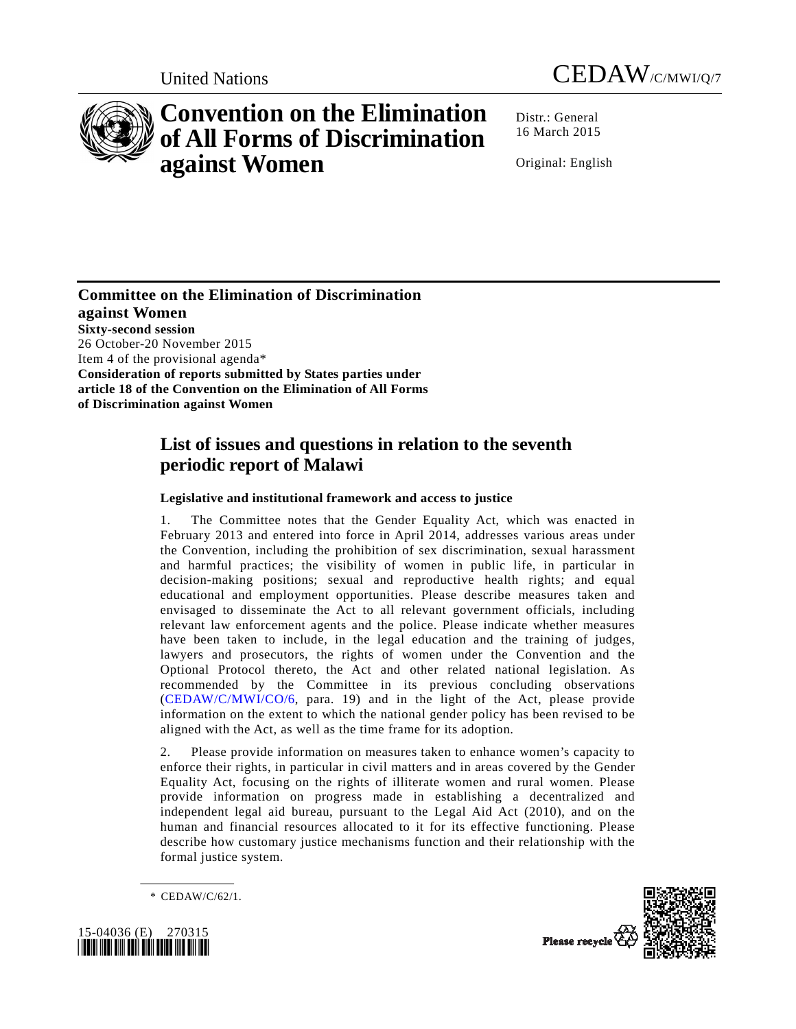United Nations

CEDAW/C/MWI/Q/7

# Convention on the Elimination of All Forms of Discrimination against Women

Distr.: General
16 March 2015

Original: English

**Committee on the Elimination of Discrimination against Women**
**Sixty-second session**
26 October-20 November 2015
Item 4 of the provisional agenda*
**Consideration of reports submitted by States parties under article 18 of the Convention on the Elimination of All Forms of Discrimination against Women**

## List of issues and questions in relation to the seventh periodic report of Malawi

### Legislative and institutional framework and access to justice

1. The Committee notes that the Gender Equality Act, which was enacted in February 2013 and entered into force in April 2014, addresses various areas under the Convention, including the prohibition of sex discrimination, sexual harassment and harmful practices; the visibility of women in public life, in particular in decision-making positions; sexual and reproductive health rights; and equal educational and employment opportunities. Please describe measures taken and envisaged to disseminate the Act to all relevant government officials, including relevant law enforcement agents and the police. Please indicate whether measures have been taken to include, in the legal education and the training of judges, lawyers and prosecutors, the rights of women under the Convention and the Optional Protocol thereto, the Act and other related national legislation. As recommended by the Committee in its previous concluding observations (CEDAW/C/MWI/CO/6, para. 19) and in the light of the Act, please provide information on the extent to which the national gender policy has been revised to be aligned with the Act, as well as the time frame for its adoption.

2. Please provide information on measures taken to enhance women's capacity to enforce their rights, in particular in civil matters and in areas covered by the Gender Equality Act, focusing on the rights of illiterate women and rural women. Please provide information on progress made in establishing a decentralized and independent legal aid bureau, pursuant to the Legal Aid Act (2010), and on the human and financial resources allocated to it for its effective functioning. Please describe how customary justice mechanisms function and their relationship with the formal justice system.

\* CEDAW/C/62/1.

15-04036 (E) 270315

Please recycle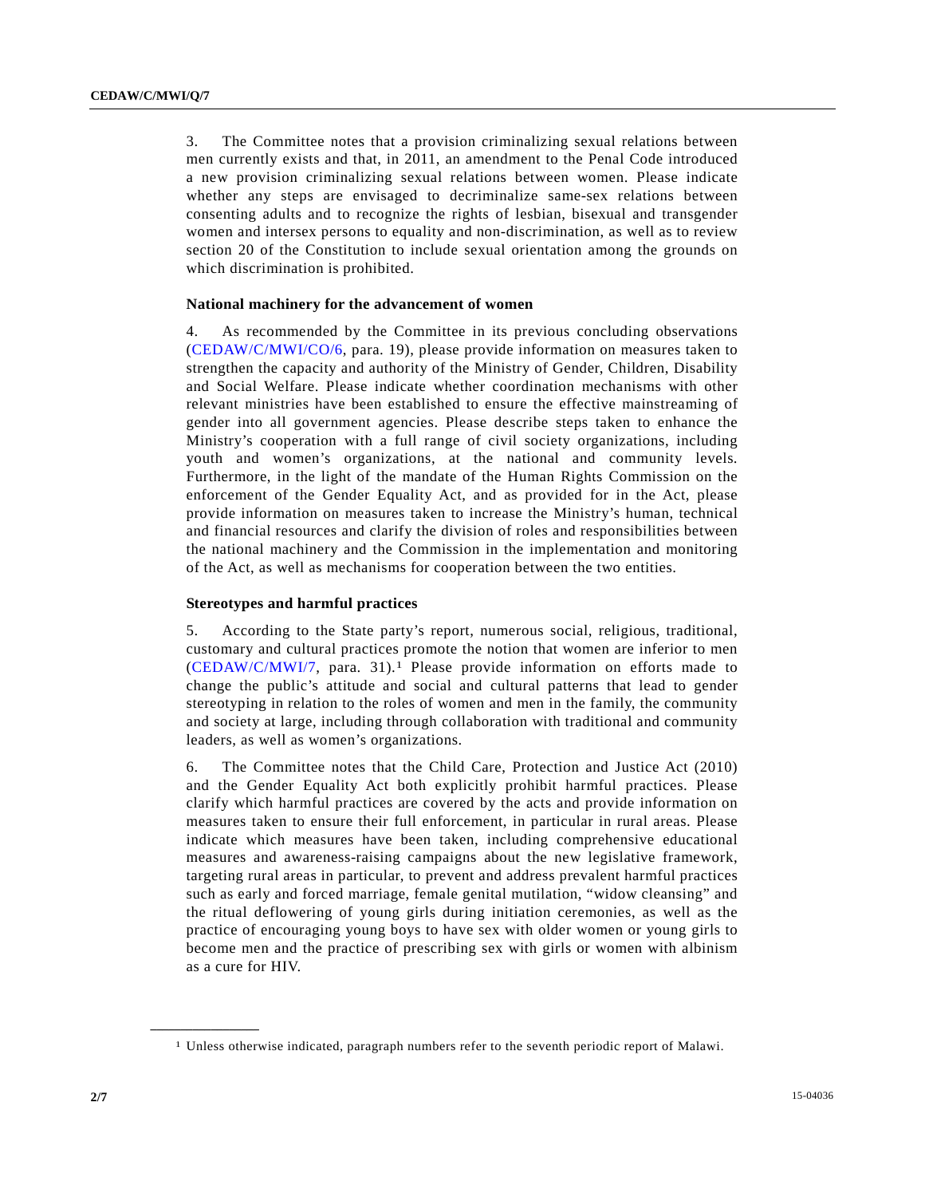3. The Committee notes that a provision criminalizing sexual relations between men currently exists and that, in 2011, an amendment to the Penal Code introduced a new provision criminalizing sexual relations between women. Please indicate whether any steps are envisaged to decriminalize same-sex relations between consenting adults and to recognize the rights of lesbian, bisexual and transgender women and intersex persons to equality and non-discrimination, as well as to review section 20 of the Constitution to include sexual orientation among the grounds on which discrimination is prohibited.

### National machinery for the advancement of women

4. As recommended by the Committee in its previous concluding observations (CEDAW/C/MWI/CO/6, para. 19), please provide information on measures taken to strengthen the capacity and authority of the Ministry of Gender, Children, Disability and Social Welfare. Please indicate whether coordination mechanisms with other relevant ministries have been established to ensure the effective mainstreaming of gender into all government agencies. Please describe steps taken to enhance the Ministry's cooperation with a full range of civil society organizations, including youth and women's organizations, at the national and community levels. Furthermore, in the light of the mandate of the Human Rights Commission on the enforcement of the Gender Equality Act, and as provided for in the Act, please provide information on measures taken to increase the Ministry's human, technical and financial resources and clarify the division of roles and responsibilities between the national machinery and the Commission in the implementation and monitoring of the Act, as well as mechanisms for cooperation between the two entities.

### Stereotypes and harmful practices

5. According to the State party's report, numerous social, religious, traditional, customary and cultural practices promote the notion that women are inferior to men (CEDAW/C/MWI/7, para. 31).[1] Please provide information on efforts made to change the public's attitude and social and cultural patterns that lead to gender stereotyping in relation to the roles of women and men in the family, the community and society at large, including through collaboration with traditional and community leaders, as well as women's organizations.

6. The Committee notes that the Child Care, Protection and Justice Act (2010) and the Gender Equality Act both explicitly prohibit harmful practices. Please clarify which harmful practices are covered by the acts and provide information on measures taken to ensure their full enforcement, in particular in rural areas. Please indicate which measures have been taken, including comprehensive educational measures and awareness-raising campaigns about the new legislative framework, targeting rural areas in particular, to prevent and address prevalent harmful practices such as early and forced marriage, female genital mutilation, "widow cleansing" and the ritual deflowering of young girls during initiation ceremonies, as well as the practice of encouraging young boys to have sex with older women or young girls to become men and the practice of prescribing sex with girls or women with albinism as a cure for HIV.

---

[1] Unless otherwise indicated, paragraph numbers refer to the seventh periodic report of Malawi.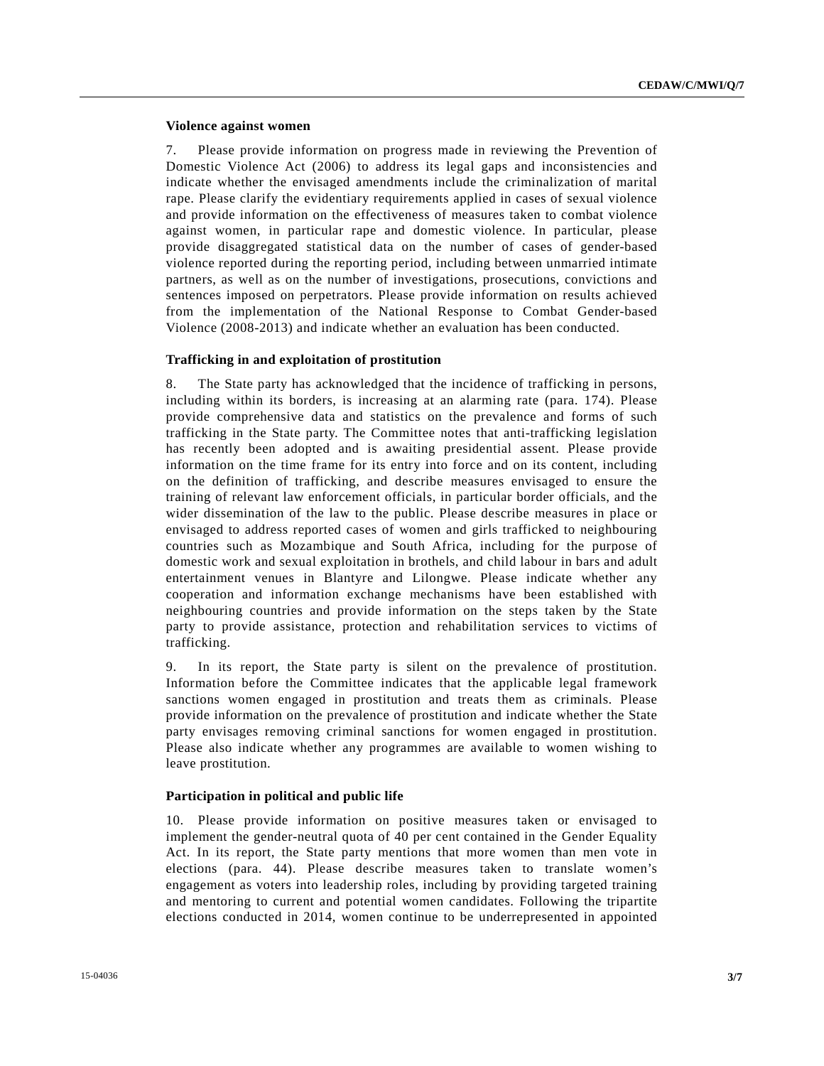**Violence against women**

7. Please provide information on progress made in reviewing the Prevention of Domestic Violence Act (2006) to address its legal gaps and inconsistencies and indicate whether the envisaged amendments include the criminalization of marital rape. Please clarify the evidentiary requirements applied in cases of sexual violence and provide information on the effectiveness of measures taken to combat violence against women, in particular rape and domestic violence. In particular, please provide disaggregated statistical data on the number of cases of gender-based violence reported during the reporting period, including between unmarried intimate partners, as well as on the number of investigations, prosecutions, convictions and sentences imposed on perpetrators. Please provide information on results achieved from the implementation of the National Response to Combat Gender-based Violence (2008-2013) and indicate whether an evaluation has been conducted.

**Trafficking in and exploitation of prostitution**

8. The State party has acknowledged that the incidence of trafficking in persons, including within its borders, is increasing at an alarming rate (para. 174). Please provide comprehensive data and statistics on the prevalence and forms of such trafficking in the State party. The Committee notes that anti-trafficking legislation has recently been adopted and is awaiting presidential assent. Please provide information on the time frame for its entry into force and on its content, including on the definition of trafficking, and describe measures envisaged to ensure the training of relevant law enforcement officials, in particular border officials, and the wider dissemination of the law to the public. Please describe measures in place or envisaged to address reported cases of women and girls trafficked to neighbouring countries such as Mozambique and South Africa, including for the purpose of domestic work and sexual exploitation in brothels, and child labour in bars and adult entertainment venues in Blantyre and Lilongwe. Please indicate whether any cooperation and information exchange mechanisms have been established with neighbouring countries and provide information on the steps taken by the State party to provide assistance, protection and rehabilitation services to victims of trafficking.

9. In its report, the State party is silent on the prevalence of prostitution. Information before the Committee indicates that the applicable legal framework sanctions women engaged in prostitution and treats them as criminals. Please provide information on the prevalence of prostitution and indicate whether the State party envisages removing criminal sanctions for women engaged in prostitution. Please also indicate whether any programmes are available to women wishing to leave prostitution.

**Participation in political and public life**

10. Please provide information on positive measures taken or envisaged to implement the gender-neutral quota of 40 per cent contained in the Gender Equality Act. In its report, the State party mentions that more women than men vote in elections (para. 44). Please describe measures taken to translate women's engagement as voters into leadership roles, including by providing targeted training and mentoring to current and potential women candidates. Following the tripartite elections conducted in 2014, women continue to be underrepresented in appointed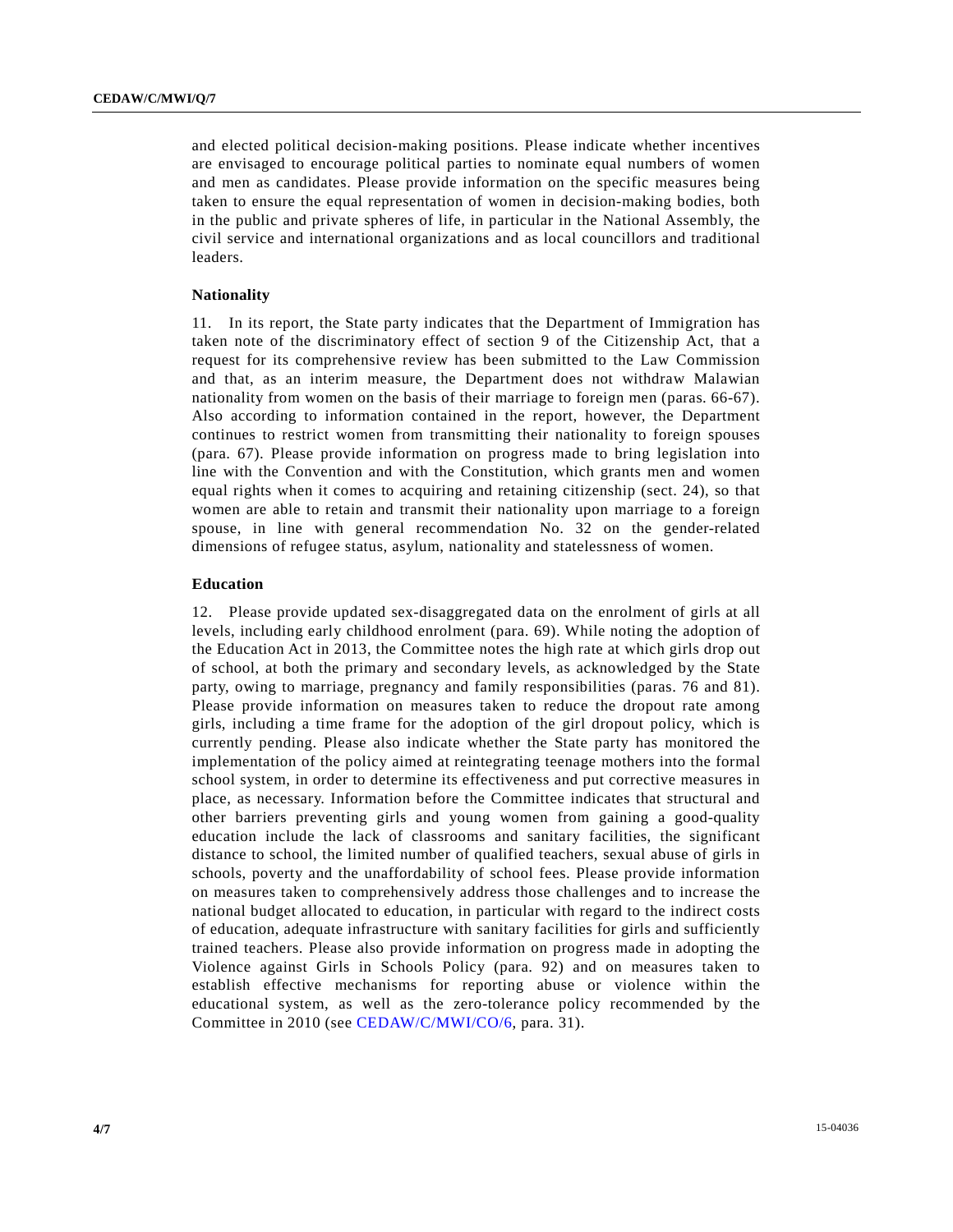and elected political decision-making positions. Please indicate whether incentives are envisaged to encourage political parties to nominate equal numbers of women and men as candidates. Please provide information on the specific measures being taken to ensure the equal representation of women in decision-making bodies, both in the public and private spheres of life, in particular in the National Assembly, the civil service and international organizations and as local councillors and traditional leaders.

### Nationality

11. In its report, the State party indicates that the Department of Immigration has taken note of the discriminatory effect of section 9 of the Citizenship Act, that a request for its comprehensive review has been submitted to the Law Commission and that, as an interim measure, the Department does not withdraw Malawian nationality from women on the basis of their marriage to foreign men (paras. 66-67). Also according to information contained in the report, however, the Department continues to restrict women from transmitting their nationality to foreign spouses (para. 67). Please provide information on progress made to bring legislation into line with the Convention and with the Constitution, which grants men and women equal rights when it comes to acquiring and retaining citizenship (sect. 24), so that women are able to retain and transmit their nationality upon marriage to a foreign spouse, in line with general recommendation No. 32 on the gender-related dimensions of refugee status, asylum, nationality and statelessness of women.

### Education

12. Please provide updated sex-disaggregated data on the enrolment of girls at all levels, including early childhood enrolment (para. 69). While noting the adoption of the Education Act in 2013, the Committee notes the high rate at which girls drop out of school, at both the primary and secondary levels, as acknowledged by the State party, owing to marriage, pregnancy and family responsibilities (paras. 76 and 81). Please provide information on measures taken to reduce the dropout rate among girls, including a time frame for the adoption of the girl dropout policy, which is currently pending. Please also indicate whether the State party has monitored the implementation of the policy aimed at reintegrating teenage mothers into the formal school system, in order to determine its effectiveness and put corrective measures in place, as necessary. Information before the Committee indicates that structural and other barriers preventing girls and young women from gaining a good-quality education include the lack of classrooms and sanitary facilities, the significant distance to school, the limited number of qualified teachers, sexual abuse of girls in schools, poverty and the unaffordability of school fees. Please provide information on measures taken to comprehensively address those challenges and to increase the national budget allocated to education, in particular with regard to the indirect costs of education, adequate infrastructure with sanitary facilities for girls and sufficiently trained teachers. Please also provide information on progress made in adopting the Violence against Girls in Schools Policy (para. 92) and on measures taken to establish effective mechanisms for reporting abuse or violence within the educational system, as well as the zero-tolerance policy recommended by the Committee in 2010 (see CEDAW/C/MWI/CO/6, para. 31).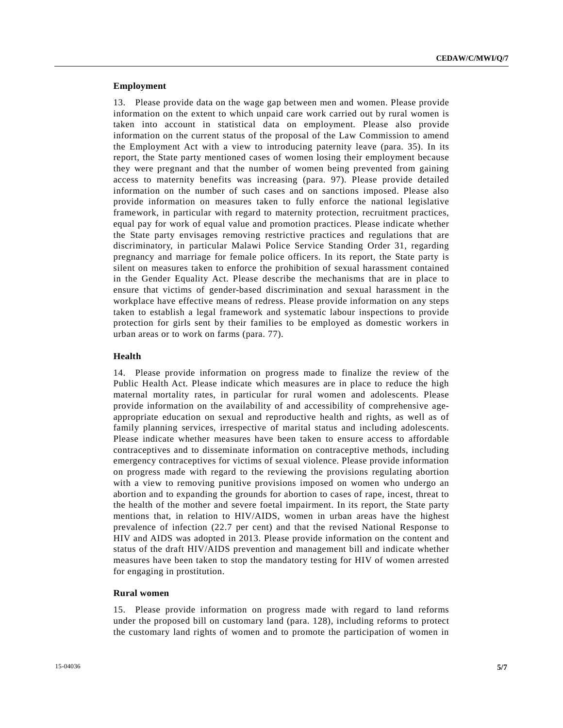**Employment**

13. Please provide data on the wage gap between men and women. Please provide information on the extent to which unpaid care work carried out by rural women is taken into account in statistical data on employment. Please also provide information on the current status of the proposal of the Law Commission to amend the Employment Act with a view to introducing paternity leave (para. 35). In its report, the State party mentioned cases of women losing their employment because they were pregnant and that the number of women being prevented from gaining access to maternity benefits was increasing (para. 97). Please provide detailed information on the number of such cases and on sanctions imposed. Please also provide information on measures taken to fully enforce the national legislative framework, in particular with regard to maternity protection, recruitment practices, equal pay for work of equal value and promotion practices. Please indicate whether the State party envisages removing restrictive practices and regulations that are discriminatory, in particular Malawi Police Service Standing Order 31, regarding pregnancy and marriage for female police officers. In its report, the State party is silent on measures taken to enforce the prohibition of sexual harassment contained in the Gender Equality Act. Please describe the mechanisms that are in place to ensure that victims of gender-based discrimination and sexual harassment in the workplace have effective means of redress. Please provide information on any steps taken to establish a legal framework and systematic labour inspections to provide protection for girls sent by their families to be employed as domestic workers in urban areas or to work on farms (para. 77).

**Health**

14. Please provide information on progress made to finalize the review of the Public Health Act. Please indicate which measures are in place to reduce the high maternal mortality rates, in particular for rural women and adolescents. Please provide information on the availability of and accessibility of comprehensive age-appropriate education on sexual and reproductive health and rights, as well as of family planning services, irrespective of marital status and including adolescents. Please indicate whether measures have been taken to ensure access to affordable contraceptives and to disseminate information on contraceptive methods, including emergency contraceptives for victims of sexual violence. Please provide information on progress made with regard to the reviewing the provisions regulating abortion with a view to removing punitive provisions imposed on women who undergo an abortion and to expanding the grounds for abortion to cases of rape, incest, threat to the health of the mother and severe foetal impairment. In its report, the State party mentions that, in relation to HIV/AIDS, women in urban areas have the highest prevalence of infection (22.7 per cent) and that the revised National Response to HIV and AIDS was adopted in 2013. Please provide information on the content and status of the draft HIV/AIDS prevention and management bill and indicate whether measures have been taken to stop the mandatory testing for HIV of women arrested for engaging in prostitution.

**Rural women**

15. Please provide information on progress made with regard to land reforms under the proposed bill on customary land (para. 128), including reforms to protect the customary land rights of women and to promote the participation of women in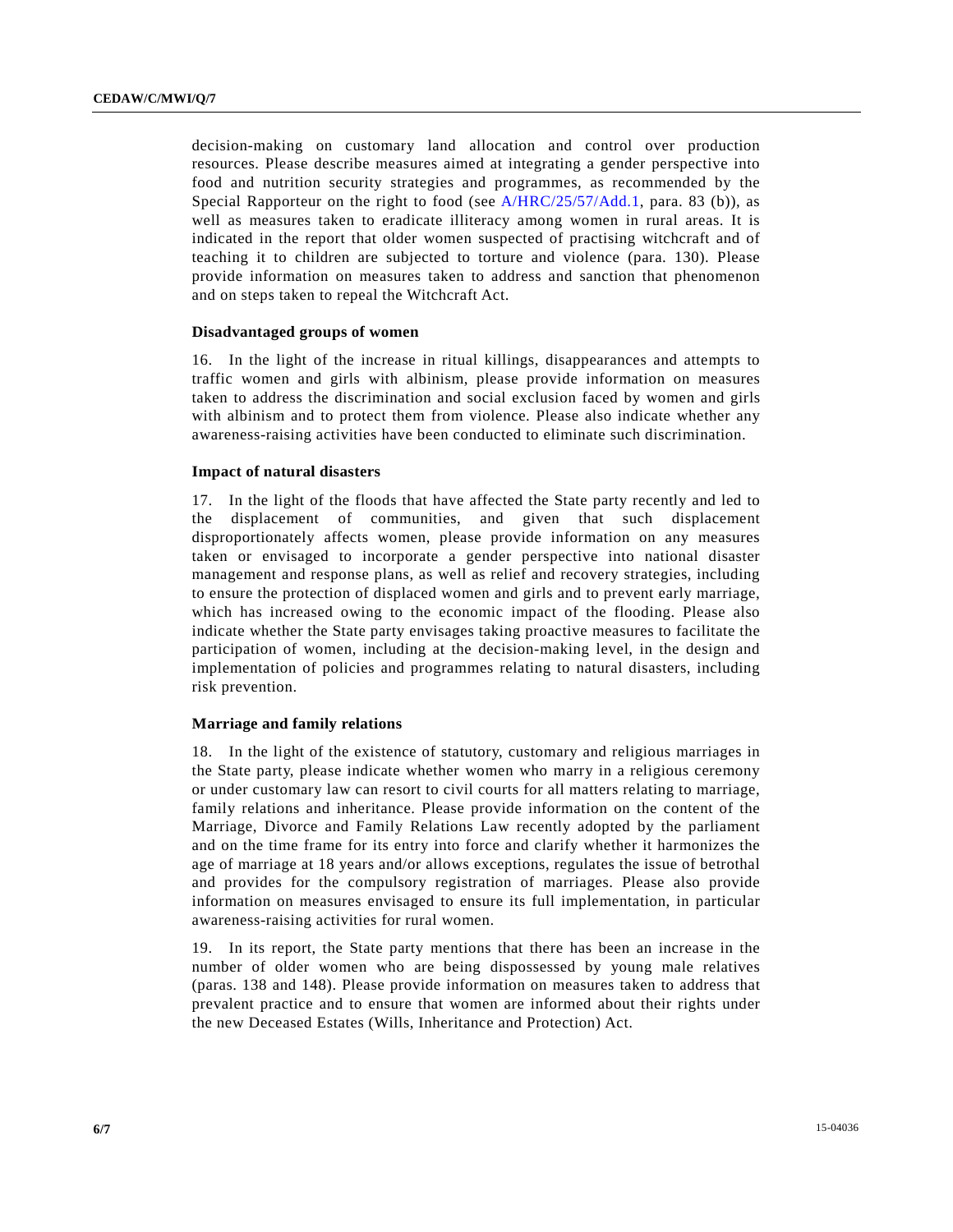decision-making on customary land allocation and control over production resources. Please describe measures aimed at integrating a gender perspective into food and nutrition security strategies and programmes, as recommended by the Special Rapporteur on the right to food (see A/HRC/25/57/Add.1, para. 83 (b)), as well as measures taken to eradicate illiteracy among women in rural areas. It is indicated in the report that older women suspected of practising witchcraft and of teaching it to children are subjected to torture and violence (para. 130). Please provide information on measures taken to address and sanction that phenomenon and on steps taken to repeal the Witchcraft Act.

### Disadvantaged groups of women

16. In the light of the increase in ritual killings, disappearances and attempts to traffic women and girls with albinism, please provide information on measures taken to address the discrimination and social exclusion faced by women and girls with albinism and to protect them from violence. Please also indicate whether any awareness-raising activities have been conducted to eliminate such discrimination.

### Impact of natural disasters

17. In the light of the floods that have affected the State party recently and led to the displacement of communities, and given that such displacement disproportionately affects women, please provide information on any measures taken or envisaged to incorporate a gender perspective into national disaster management and response plans, as well as relief and recovery strategies, including to ensure the protection of displaced women and girls and to prevent early marriage, which has increased owing to the economic impact of the flooding. Please also indicate whether the State party envisages taking proactive measures to facilitate the participation of women, including at the decision-making level, in the design and implementation of policies and programmes relating to natural disasters, including risk prevention.

### Marriage and family relations

18. In the light of the existence of statutory, customary and religious marriages in the State party, please indicate whether women who marry in a religious ceremony or under customary law can resort to civil courts for all matters relating to marriage, family relations and inheritance. Please provide information on the content of the Marriage, Divorce and Family Relations Law recently adopted by the parliament and on the time frame for its entry into force and clarify whether it harmonizes the age of marriage at 18 years and/or allows exceptions, regulates the issue of betrothal and provides for the compulsory registration of marriages. Please also provide information on measures envisaged to ensure its full implementation, in particular awareness-raising activities for rural women.

19. In its report, the State party mentions that there has been an increase in the number of older women who are being dispossessed by young male relatives (paras. 138 and 148). Please provide information on measures taken to address that prevalent practice and to ensure that women are informed about their rights under the new Deceased Estates (Wills, Inheritance and Protection) Act.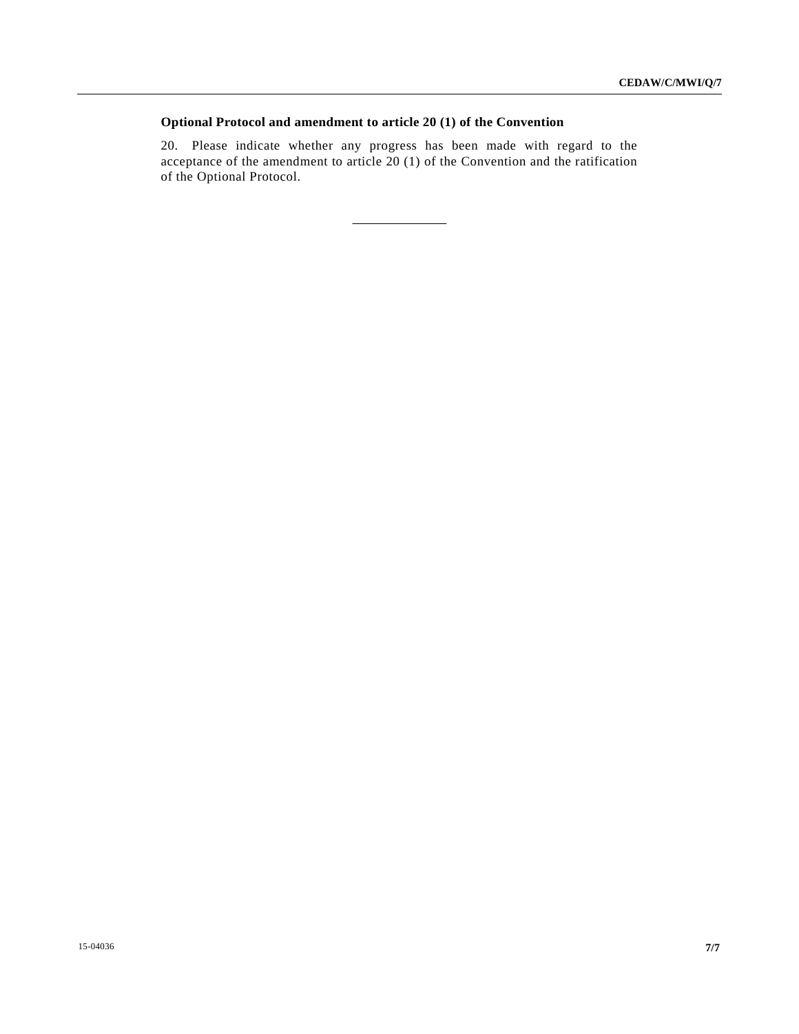### Optional Protocol and amendment to article 20 (1) of the Convention

20. Please indicate whether any progress has been made with regard to the acceptance of the amendment to article 20 (1) of the Convention and the ratification of the Optional Protocol.